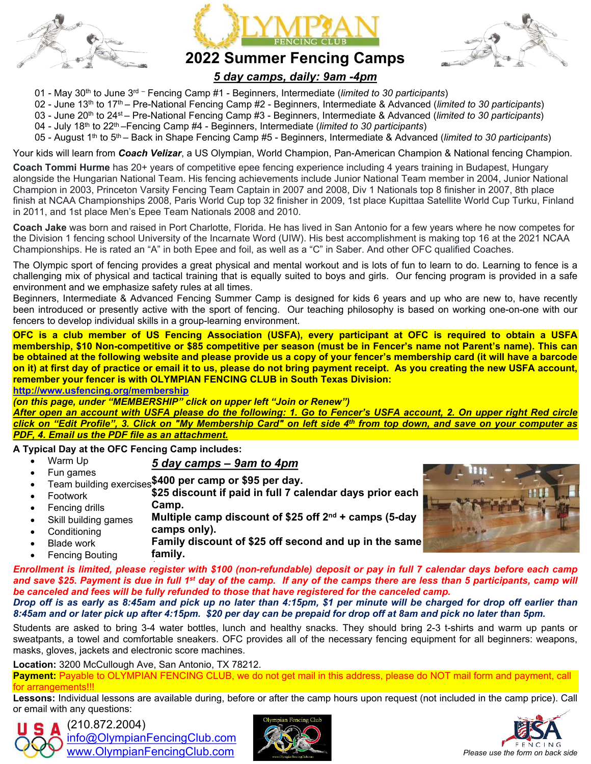# 2022 Summer Fencing Camps

***5 day camps, daily: 9am -4pm***

01 - May 30th to June 3rd – Fencing Camp #1 - Beginners, Intermediate (*limited to 30 participants*)
02 - June 13th to 17th – Pre-National Fencing Camp #2 - Beginners, Intermediate & Advanced (*limited to 30 participants*)
03 - June 20th to 24st – Pre-National Fencing Camp #3 - Beginners, Intermediate & Advanced (*limited to 30 participants*)
04 - July 18th to 22th –Fencing Camp #4 - Beginners, Intermediate (*limited to 30 participants*)
05 - August 1th to 5th – Back in Shape Fencing Camp #5 - Beginners, Intermediate & Advanced (*limited to 30 participants*)

Your kids will learn from ***Coach Velizar***, a US Olympian, World Champion, Pan-American Champion & National fencing Champion.

**Coach Tommi Hurme** has 20+ years of competitive epee fencing experience including 4 years training in Budapest, Hungary alongside the Hungarian National Team. His fencing achievements include Junior National Team member in 2004, Junior National Champion in 2003, Princeton Varsity Fencing Team Captain in 2007 and 2008, Div 1 Nationals top 8 finisher in 2007, 8th place finish at NCAA Championships 2008, Paris World Cup top 32 finisher in 2009, 1st place Kupittaa Satellite World Cup Turku, Finland in 2011, and 1st place Men's Epee Team Nationals 2008 and 2010.

**Coach Jake** was born and raised in Port Charlotte, Florida. He has lived in San Antonio for a few years where he now competes for the Division 1 fencing school University of the Incarnate Word (UIW). His best accomplishment is making top 16 at the 2021 NCAA Championships. He is rated an "A" in both Epee and foil, as well as a "C" in Saber. And other OFC qualified Coaches.

The Olympic sport of fencing provides a great physical and mental workout and is lots of fun to learn to do. Learning to fence is a challenging mix of physical and tactical training that is equally suited to boys and girls. Our fencing program is provided in a safe environment and we emphasize safety rules at all times.
Beginners, Intermediate & Advanced Fencing Summer Camp is designed for kids 6 years and up who are new to, have recently been introduced or presently active with the sport of fencing. Our teaching philosophy is based on working one-on-one with our fencers to develop individual skills in a group-learning environment.

**OFC is a club member of US Fencing Association (USFA), every participant at OFC is required to obtain a USFA membership, $10 Non-competitive or $85 competitive per season (must be in Fencer's name not Parent's name). This can be obtained at the following website and please provide us a copy of your fencer's membership card (it will have a barcode on it) at first day of practice or email it to us, please do not bring payment receipt. As you creating the new USFA account, remember your fencer is with OLYMPIAN FENCING CLUB in South Texas Division:**
**http://www.usfencing.org/membership**
***(on this page, under "MEMBERSHIP" click on upper left "Join or Renew")***
***After open an account with USFA please do the following: 1. Go to Fencer's USFA account, 2. On upper right Red circle click on "Edit Profile", 3. Click on "My Membership Card" on left side 4th from top down, and save on your computer as PDF, 4. Email us the PDF file as an attachment.***

**A Typical Day at the OFC Fencing Camp includes:**

- Warm Up
- Fun games
- Team building exercises
- Footwork
- Fencing drills
- Skill building games
- Conditioning
- Blade work
- Fencing Bouting

***5 day camps – 9am to 4pm***
**$400 per camp or $95 per day.**
**$25 discount if paid in full 7 calendar days prior each Camp.**
**Multiple camp discount of $25 off 2nd + camps (5-day camps only).**
**Family discount of $25 off second and up in the same family.**

***Enrollment is limited, please register with $100 (non-refundable) deposit or pay in full 7 calendar days before each camp and save $25. Payment is due in full 1st day of the camp. If any of the camps there are less than 5 participants, camp will be canceled and fees will be fully refunded to those that have registered for the canceled camp.***
***Drop off is as early as 8:45am and pick up no later than 4:15pm, $1 per minute will be charged for drop off earlier than 8:45am and or later pick up after 4:15pm. $20 per day can be prepaid for drop off at 8am and pick no later than 5pm.***

Students are asked to bring 3-4 water bottles, lunch and healthy snacks. They should bring 2-3 t-shirts and warm up pants or sweatpants, a towel and comfortable sneakers. OFC provides all of the necessary fencing equipment for all beginners: weapons, masks, gloves, jackets and electronic score machines.

**Location:** 3200 McCullough Ave, San Antonio, TX 78212.

**Payment:** Payable to OLYMPIAN FENCING CLUB, we do not get mail in this address, please do NOT mail form and payment, call for arrangements!!!

**Lessons:** Individual lessons are available during, before or after the camp hours upon request (not included in the camp price). Call or email with any questions:

(210.872.2004)
info@OlympianFencingClub.com
www.OlympianFencingClub.com

*Please use the form on back side*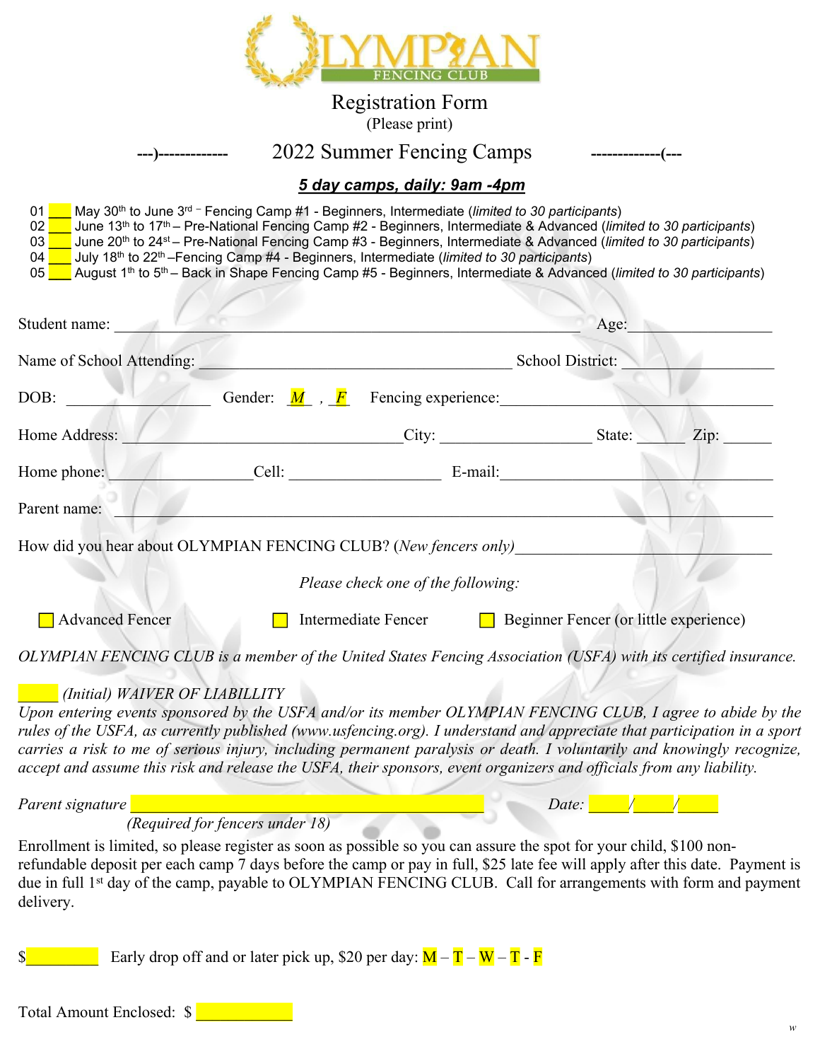OLYMPIAN FENCING CLUB

# Registration Form

(Please print)

---)------------- 2022 Summer Fencing Camps -------------(---

***5 day camps, daily: 9am -4pm***

01 ___ May 30th to June 3rd – Fencing Camp #1 - Beginners, Intermediate (*limited to 30 participants*)
02 ___ June 13th to 17th – Pre-National Fencing Camp #2 - Beginners, Intermediate & Advanced (*limited to 30 participants*)
03 ___ June 20th to 24st – Pre-National Fencing Camp #3 - Beginners, Intermediate & Advanced (*limited to 30 participants*)
04 ___ July 18th to 22th –Fencing Camp #4 - Beginners, Intermediate (*limited to 30 participants*)
05 ___ August 1th to 5th – Back in Shape Fencing Camp #5 - Beginners, Intermediate & Advanced (*limited to 30 participants*)

Student name: ____________________________________________ Age: ______________

Name of School Attending: ______________________________ School District: ______________

DOB: ______________ Gender: _M_ , _F_ Fencing experience: ____________________________

Home Address: ____________________________ City: ______________ State: _____ Zip: _____

Home phone: ______________ Cell: ______________ E-mail: ______________________________

Parent name: ________________________________________________________________

How did you hear about OLYMPIAN FENCING CLUB? (*New fencers only*) ______________________

*Please check one of the following:*

☐ Advanced Fencer ☐ Intermediate Fencer ☐ Beginner Fencer (or little experience)

*OLYMPIAN FENCING CLUB is a member of the United States Fencing Association (USFA) with its certified insurance.*

_____ *(Initial) WAIVER OF LIABILLITY*
*Upon entering events sponsored by the USFA and/or its member OLYMPIAN FENCING CLUB, I agree to abide by the rules of the USFA, as currently published (www.usfencing.org). I understand and appreciate that participation in a sport carries a risk to me of serious injury, including permanent paralysis or death. I voluntarily and knowingly recognize, accept and assume this risk and release the USFA, their sponsors, event organizers and officials from any liability.*

*Parent signature* ________________________________ *Date:* _____/_____/_____
*(Required for fencers under 18)*

Enrollment is limited, so please register as soon as possible so you can assure the spot for your child, $100 non-refundable deposit per each camp 7 days before the camp or pay in full, $25 late fee will apply after this date. Payment is due in full 1st day of the camp, payable to OLYMPIAN FENCING CLUB. Call for arrangements with form and payment delivery.

$__________ Early drop off and or later pick up, $20 per day: M – T – W – T - F

Total Amount Enclosed: $ ____________

*w*